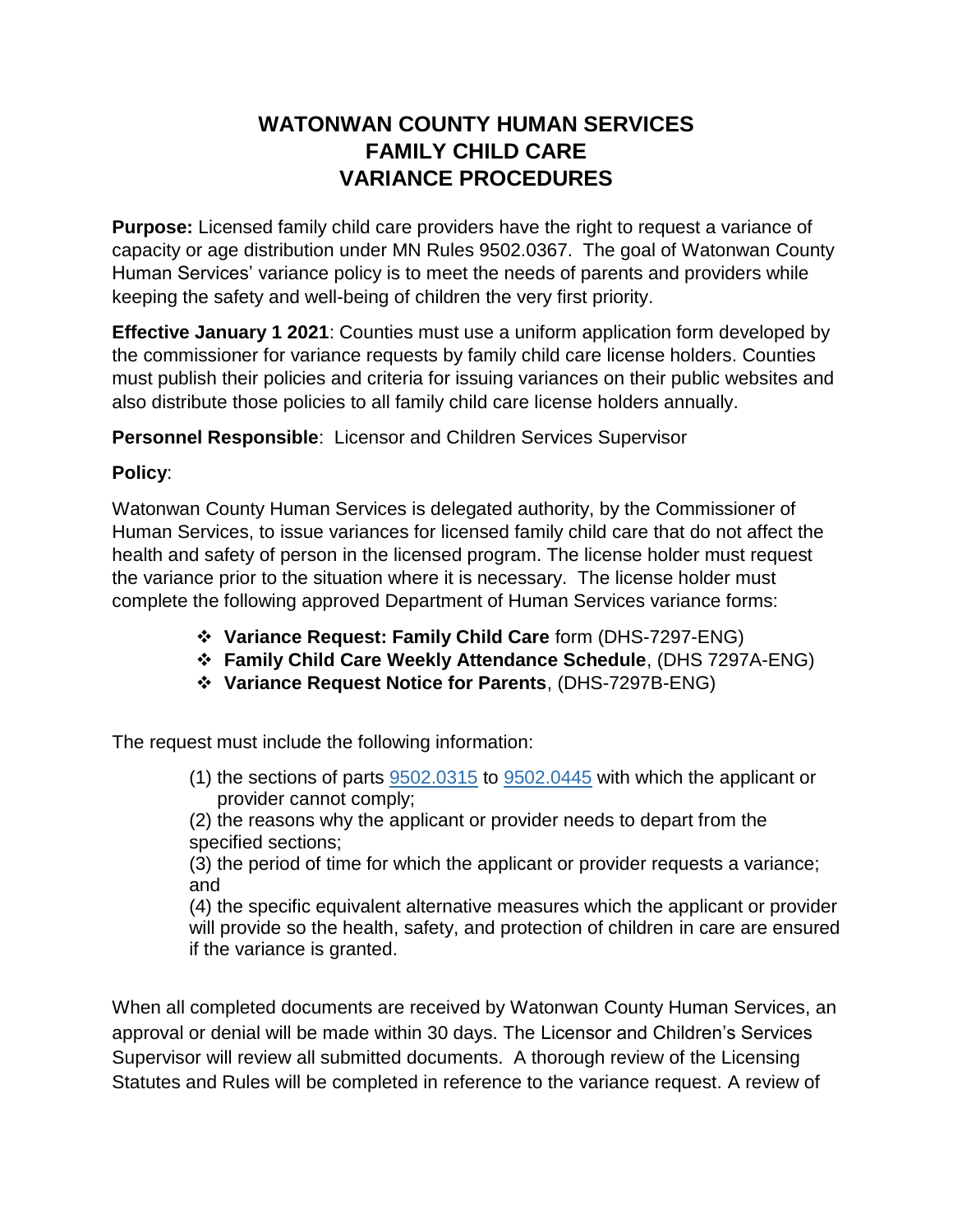# WATONWAN COUNTY HUMAN SERVICES
# FAMILY CHILD CARE
# VARIANCE PROCEDURES

**Purpose:** Licensed family child care providers have the right to request a variance of capacity or age distribution under MN Rules 9502.0367. The goal of Watonwan County Human Services' variance policy is to meet the needs of parents and providers while keeping the safety and well-being of children the very first priority.

**Effective January 1 2021**: Counties must use a uniform application form developed by the commissioner for variance requests by family child care license holders. Counties must publish their policies and criteria for issuing variances on their public websites and also distribute those policies to all family child care license holders annually.

**Personnel Responsible**: Licensor and Children Services Supervisor

**Policy**:

Watonwan County Human Services is delegated authority, by the Commissioner of Human Services, to issue variances for licensed family child care that do not affect the health and safety of person in the licensed program. The license holder must request the variance prior to the situation where it is necessary. The license holder must complete the following approved Department of Human Services variance forms:

- **Variance Request: Family Child Care** form (DHS-7297-ENG)
- **Family Child Care Weekly Attendance Schedule**, (DHS 7297A-ENG)
- **Variance Request Notice for Parents**, (DHS-7297B-ENG)

The request must include the following information:

(1) the sections of parts 9502.0315 to 9502.0445 with which the applicant or provider cannot comply;

(2) the reasons why the applicant or provider needs to depart from the specified sections;

(3) the period of time for which the applicant or provider requests a variance; and

(4) the specific equivalent alternative measures which the applicant or provider will provide so the health, safety, and protection of children in care are ensured if the variance is granted.

When all completed documents are received by Watonwan County Human Services, an approval or denial will be made within 30 days. The Licensor and Children's Services Supervisor will review all submitted documents. A thorough review of the Licensing Statutes and Rules will be completed in reference to the variance request. A review of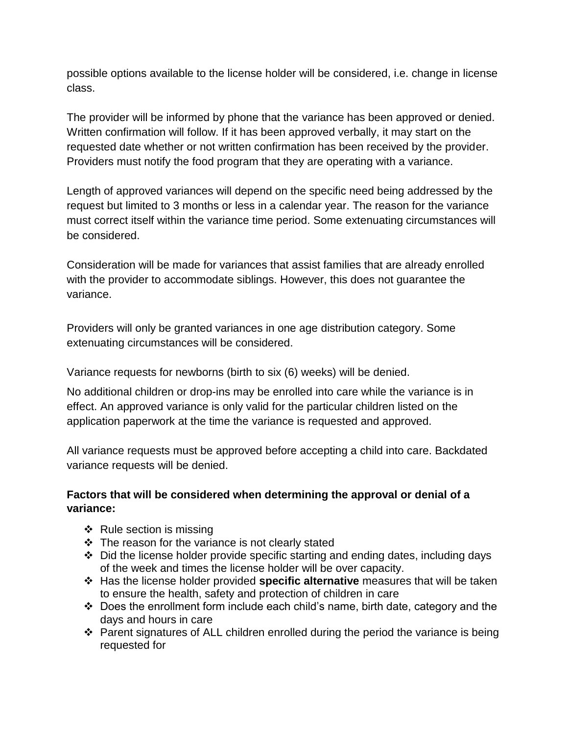possible options available to the license holder will be considered, i.e. change in license class.

The provider will be informed by phone that the variance has been approved or denied. Written confirmation will follow. If it has been approved verbally, it may start on the requested date whether or not written confirmation has been received by the provider. Providers must notify the food program that they are operating with a variance.

Length of approved variances will depend on the specific need being addressed by the request but limited to 3 months or less in a calendar year. The reason for the variance must correct itself within the variance time period. Some extenuating circumstances will be considered.

Consideration will be made for variances that assist families that are already enrolled with the provider to accommodate siblings. However, this does not guarantee the variance.

Providers will only be granted variances in one age distribution category. Some extenuating circumstances will be considered.

Variance requests for newborns (birth to six (6) weeks) will be denied.

No additional children or drop-ins may be enrolled into care while the variance is in effect. An approved variance is only valid for the particular children listed on the application paperwork at the time the variance is requested and approved.

All variance requests must be approved before accepting a child into care. Backdated variance requests will be denied.

**Factors that will be considered when determining the approval or denial of a variance:**

- Rule section is missing
- The reason for the variance is not clearly stated
- Did the license holder provide specific starting and ending dates, including days of the week and times the license holder will be over capacity.
- Has the license holder provided **specific alternative** measures that will be taken to ensure the health, safety and protection of children in care
- Does the enrollment form include each child's name, birth date, category and the days and hours in care
- Parent signatures of ALL children enrolled during the period the variance is being requested for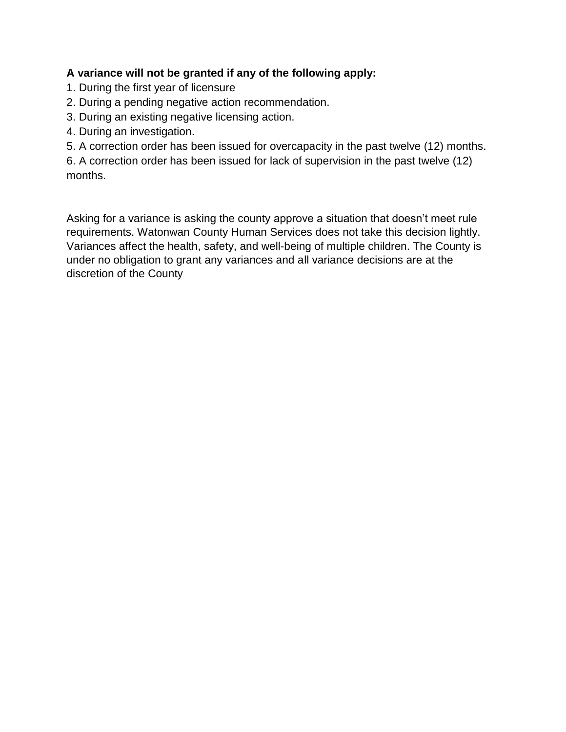**A variance will not be granted if any of the following apply:**

1. During the first year of licensure
2. During a pending negative action recommendation.
3. During an existing negative licensing action.
4. During an investigation.
5. A correction order has been issued for overcapacity in the past twelve (12) months.
6. A correction order has been issued for lack of supervision in the past twelve (12) months.

Asking for a variance is asking the county approve a situation that doesn't meet rule requirements. Watonwan County Human Services does not take this decision lightly. Variances affect the health, safety, and well-being of multiple children. The County is under no obligation to grant any variances and all variance decisions are at the discretion of the County